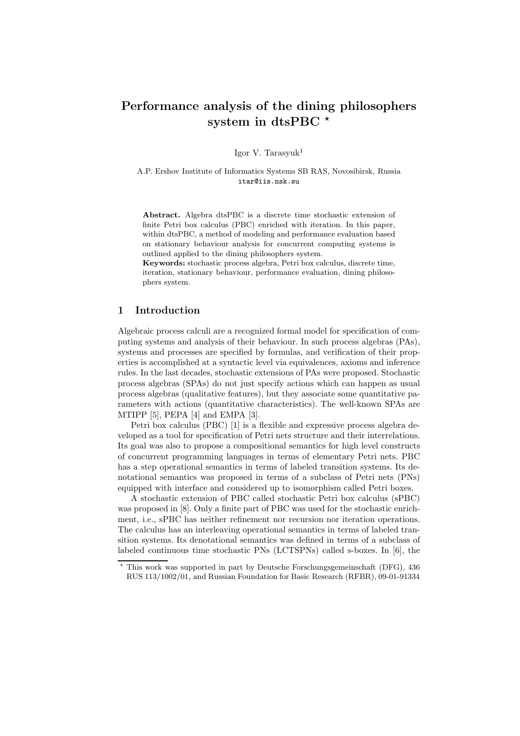# Performance analysis of the dining philosophers system in dtsPBC *

Igor V. Tarasyuk[1]

A.P. Ershov Institute of Informatics Systems SB RAS, Novosibirsk, Russia
itar@iis.nsk.su

**Abstract.** Algebra dtsPBC is a discrete time stochastic extension of finite Petri box calculus (PBC) enriched with iteration. In this paper, within dtsPBC, a method of modeling and performance evaluation based on stationary behaviour analysis for concurrent computing systems is outlined applied to the dining philosophers system.

**Keywords:** stochastic process algebra, Petri box calculus, discrete time, iteration, stationary behaviour, performance evaluation, dining philosophers system.

## 1 Introduction

Algebraic process calculi are a recognized formal model for specification of computing systems and analysis of their behaviour. In such process algebras (PAs), systems and processes are specified by formulas, and verification of their properties is accomplished at a syntactic level via equivalences, axioms and inference rules. In the last decades, stochastic extensions of PAs were proposed. Stochastic process algebras (SPAs) do not just specify actions which can happen as usual process algebras (qualitative features), but they associate some quantitative parameters with actions (quantitative characteristics). The well-known SPAs are MTIPP [5], PEPA [4] and EMPA [3].

Petri box calculus (PBC) [1] is a flexible and expressive process algebra developed as a tool for specification of Petri nets structure and their interrelations. Its goal was also to propose a compositional semantics for high level constructs of concurrent programming languages in terms of elementary Petri nets. PBC has a step operational semantics in terms of labeled transition systems. Its denotational semantics was proposed in terms of a subclass of Petri nets (PNs) equipped with interface and considered up to isomorphism called Petri boxes.

A stochastic extension of PBC called stochastic Petri box calculus (sPBC) was proposed in [8]. Only a finite part of PBC was used for the stochastic enrichment, i.e., sPBC has neither refinement nor recursion nor iteration operations. The calculus has an interleaving operational semantics in terms of labeled transition systems. Its denotational semantics was defined in terms of a subclass of labeled continuous time stochastic PNs (LCTSPNs) called s-boxes. In [6], the

* This work was supported in part by Deutsche Forschungsgemeinschaft (DFG), 436 RUS 113/1002/01, and Russian Foundation for Basic Research (RFBR), 09-01-91334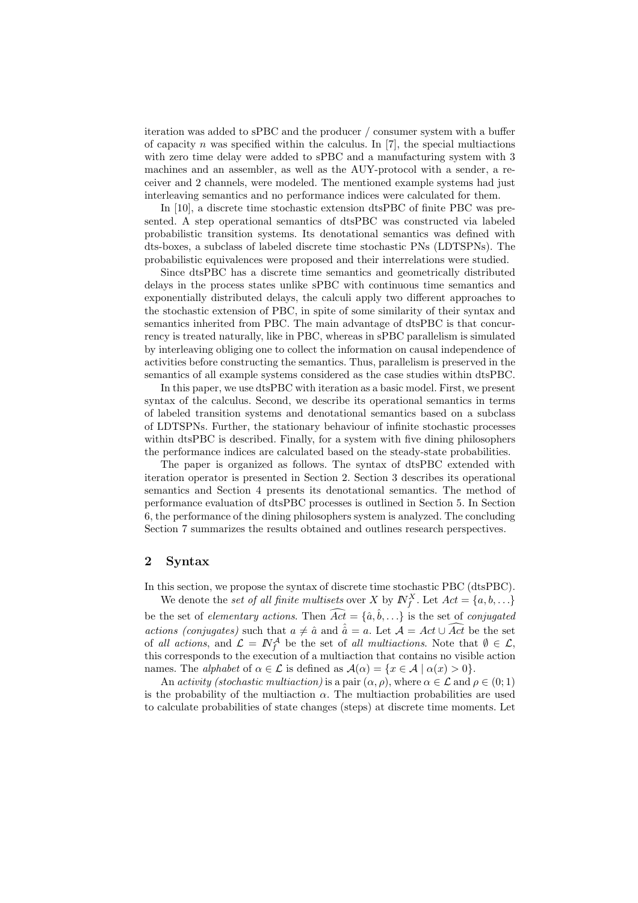iteration was added to sPBC and the producer / consumer system with a buffer of capacity $n$ was specified within the calculus. In [7], the special multiactions with zero time delay were added to sPBC and a manufacturing system with 3 machines and an assembler, as well as the AUY-protocol with a sender, a receiver and 2 channels, were modeled. The mentioned example systems had just interleaving semantics and no performance indices were calculated for them.

In [10], a discrete time stochastic extension dtsPBC of finite PBC was presented. A step operational semantics of dtsPBC was constructed via labeled probabilistic transition systems. Its denotational semantics was defined with dts-boxes, a subclass of labeled discrete time stochastic PNs (LDTSPNs). The probabilistic equivalences were proposed and their interrelations were studied.

Since dtsPBC has a discrete time semantics and geometrically distributed delays in the process states unlike sPBC with continuous time semantics and exponentially distributed delays, the calculi apply two different approaches to the stochastic extension of PBC, in spite of some similarity of their syntax and semantics inherited from PBC. The main advantage of dtsPBC is that concurrency is treated naturally, like in PBC, whereas in sPBC parallelism is simulated by interleaving obliging one to collect the information on causal independence of activities before constructing the semantics. Thus, parallelism is preserved in the semantics of all example systems considered as the case studies within dtsPBC.

In this paper, we use dtsPBC with iteration as a basic model. First, we present syntax of the calculus. Second, we describe its operational semantics in terms of labeled transition systems and denotational semantics based on a subclass of LDTSPNs. Further, the stationary behaviour of infinite stochastic processes within dtsPBC is described. Finally, for a system with five dining philosophers the performance indices are calculated based on the steady-state probabilities.

The paper is organized as follows. The syntax of dtsPBC extended with iteration operator is presented in Section 2. Section 3 describes its operational semantics and Section 4 presents its denotational semantics. The method of performance evaluation of dtsPBC processes is outlined in Section 5. In Section 6, the performance of the dining philosophers system is analyzed. The concluding Section 7 summarizes the results obtained and outlines research perspectives.

## 2 Syntax

In this section, we propose the syntax of discrete time stochastic PBC (dtsPBC).

We denote the *set of all finite multisets* over $X$ by $\mathbb{N}_f^X$. Let $Act = \{a, b, \ldots\}$ be the set of *elementary actions*. Then $\widehat{Act} = \{\hat{a}, \hat{b}, \ldots\}$ is the set of *conjugated actions (conjugates)* such that $a \neq \hat{a}$ and $\hat{\hat{a}} = a$. Let $\mathcal{A} = Act \cup \widehat{Act}$ be the set of *all actions*, and $\mathcal{L} = \mathbb{N}_f^{\mathcal{A}}$ be the set of *all multiactions*. Note that $\emptyset \in \mathcal{L}$, this corresponds to the execution of a multiaction that contains no visible action names. The *alphabet* of $\alpha \in \mathcal{L}$ is defined as $\mathcal{A}(\alpha) = \{x \in \mathcal{A} \mid \alpha(x) > 0\}$.

An *activity (stochastic multiaction)* is a pair $(\alpha, \rho)$, where $\alpha \in \mathcal{L}$ and $\rho \in (0; 1)$ is the probability of the multiaction $\alpha$. The multiaction probabilities are used to calculate probabilities of state changes (steps) at discrete time moments. Let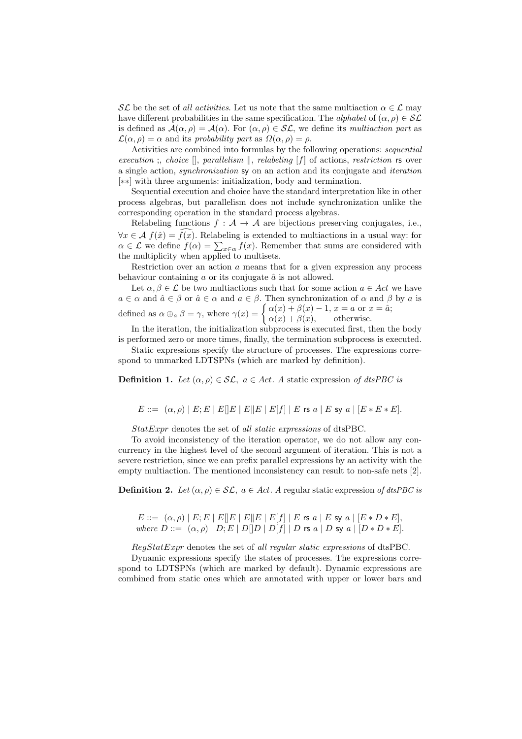$\mathcal{SL}$ be the set of *all activities*. Let us note that the same multiaction $\alpha \in \mathcal{L}$ may have different probabilities in the same specification. The *alphabet* of $(\alpha, \rho) \in \mathcal{SL}$ is defined as $\mathcal{A}(\alpha, \rho) = \mathcal{A}(\alpha)$. For $(\alpha, \rho) \in \mathcal{SL}$, we define its *multiaction part* as $\mathcal{L}(\alpha, \rho) = \alpha$ and its *probability part* as $\Omega(\alpha, \rho) = \rho$.

Activities are combined into formulas by the following operations: *sequential execution* ;, *choice* [], *parallelism* $\|$, *relabeling* $[f]$ of actions, *restriction* $\mathsf{rs}$ over a single action, *synchronization* $\mathsf{sy}$ on an action and its conjugate and *iteration* $[**]$ with three arguments: initialization, body and termination.

Sequential execution and choice have the standard interpretation like in other process algebras, but parallelism does not include synchronization unlike the corresponding operation in the standard process algebras.

Relabeling functions $f : \mathcal{A} \to \mathcal{A}$ are bijections preserving conjugates, i.e., $\forall x \in \mathcal{A}\ f(\hat{x}) = \widehat{f(x)}$. Relabeling is extended to multiactions in a usual way: for $\alpha \in \mathcal{L}$ we define $f(\alpha) = \sum_{x \in \alpha} f(x)$. Remember that sums are considered with the multiplicity when applied to multisets.

Restriction over an action $a$ means that for a given expression any process behaviour containing $a$ or its conjugate $\hat{a}$ is not allowed.

Let $\alpha, \beta \in \mathcal{L}$ be two multiactions such that for some action $a \in Act$ we have $a \in \alpha$ and $\hat{a} \in \beta$ or $\hat{a} \in \alpha$ and $a \in \beta$. Then synchronization of $\alpha$ and $\beta$ by $a$ is defined as $\alpha \oplus_a \beta = \gamma$, where $\gamma(x) = \begin{cases} \alpha(x) + \beta(x) - 1, & x = a \text{ or } x = \hat{a}; \\ \alpha(x) + \beta(x), & \text{otherwise.} \end{cases}$

In the iteration, the initialization subprocess is executed first, then the body is performed zero or more times, finally, the termination subprocess is executed.

Static expressions specify the structure of processes. The expressions correspond to unmarked LDTSPNs (which are marked by definition).

**Definition 1.** *Let $(\alpha, \rho) \in \mathcal{SL}$, $a \in Act$. A* static expression *of dtsPBC is*

$$E ::= \ (\alpha, \rho) \mid E; E \mid E[]E \mid E\|E \mid E[f] \mid E \ \mathsf{rs}\ a \mid E \ \mathsf{sy}\ a \mid [E * E * E].$$

*StatExpr* denotes the set of *all static expressions* of dtsPBC.

To avoid inconsistency of the iteration operator, we do not allow any concurrency in the highest level of the second argument of iteration. This is not a severe restriction, since we can prefix parallel expressions by an activity with the empty multiaction. The mentioned inconsistency can result to non-safe nets [2].

**Definition 2.** *Let $(\alpha, \rho) \in \mathcal{SL}$, $a \in Act$. A* regular static expression *of dtsPBC is*

$$E ::= \ (\alpha, \rho) \mid E; E \mid E[]E \mid E\|E \mid E[f] \mid E \ \mathsf{rs}\ a \mid E \ \mathsf{sy}\ a \mid [E * D * E],$$
$$\textit{where } D ::= \ (\alpha, \rho) \mid D; E \mid D[]D \mid D[f] \mid D \ \mathsf{rs}\ a \mid D \ \mathsf{sy}\ a \mid [D * D * E].$$

*RegStatExpr* denotes the set of *all regular static expressions* of dtsPBC.

Dynamic expressions specify the states of processes. The expressions correspond to LDTSPNs (which are marked by default). Dynamic expressions are combined from static ones which are annotated with upper or lower bars and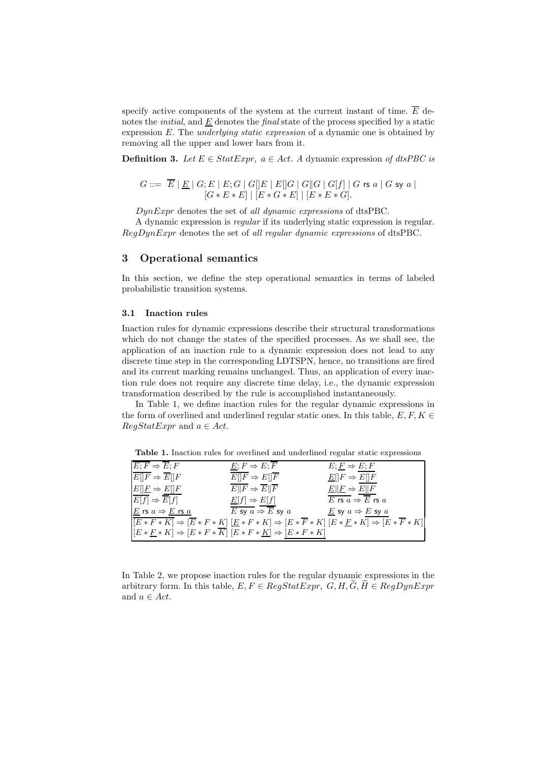specify active components of the system at the current instant of time. $\overline{E}$ denotes the *initial*, and $\underline{E}$ denotes the *final* state of the process specified by a static expression $E$. The *underlying static expression* of a dynamic one is obtained by removing all the upper and lower bars from it.

**Definition 3.** *Let $E \in StatExpr$, $a \in Act$. A* dynamic expression *of dtsPBC is*

$$G ::= \ \overline{E} \mid \underline{E} \mid G;E \mid E;G \mid G[]E \mid E[]G \mid G\|G \mid G[f] \mid G \ \mathsf{rs}\ a \mid G \ \mathsf{sy}\ a \mid [G * E * E] \mid [E * G * E] \mid [E * E * G].$$

*DynExpr* denotes the set of *all dynamic expressions* of dtsPBC.

A dynamic expression is *regular* if its underlying static expression is regular. *RegDynExpr* denotes the set of *all regular dynamic expressions* of dtsPBC.

## 3 Operational semantics

In this section, we define the step operational semantics in terms of labeled probabilistic transition systems.

### 3.1 Inaction rules

Inaction rules for dynamic expressions describe their structural transformations which do not change the states of the specified processes. As we shall see, the application of an inaction rule to a dynamic expression does not lead to any discrete time step in the corresponding LDTSPN, hence, no transitions are fired and its current marking remains unchanged. Thus, an application of every inaction rule does not require any discrete time delay, i.e., the dynamic expression transformation described by the rule is accomplished instantaneously.

In Table 1, we define inaction rules for the regular dynamic expressions in the form of overlined and underlined regular static ones. In this table, $E, F, K \in RegStatExpr$ and $a \in Act$.

**Table 1.** Inaction rules for overlined and underlined regular static expressions

| | | |
|---|---|---|
| $\overline{E;F} \Rightarrow \overline{E};F$ | $\underline{E};F \Rightarrow E;\overline{F}$ | $E;\underline{F} \Rightarrow \underline{E;F}$ |
| $\overline{E[]F} \Rightarrow \overline{E}[]F$ | $\overline{E[]F} \Rightarrow E[]\overline{F}$ | $\underline{E}[]F \Rightarrow \underline{E[]F}$ |
| $E[]\underline{F} \Rightarrow \underline{E[]F}$ | $\overline{E\|F} \Rightarrow \overline{E}\|\overline{F}$ | $\underline{E}\|\underline{F} \Rightarrow \underline{E\|F}$ |
| $\overline{E[f]} \Rightarrow \overline{E}[f]$ | $\underline{E}[f] \Rightarrow \underline{E[f]}$ | $\overline{E \ \mathsf{rs}\ a} \Rightarrow \overline{E} \ \mathsf{rs}\ a$ |
| $\underline{E} \ \mathsf{rs}\ a \Rightarrow \underline{E \ \mathsf{rs}\ a}$ | $\overline{E \ \mathsf{sy}\ a} \Rightarrow \overline{E} \ \mathsf{sy}\ a$ | $\underline{E} \ \mathsf{sy}\ a \Rightarrow \underline{E \ \mathsf{sy}\ a}$ |
| $\overline{[E * F * K]} \Rightarrow [\overline{E} * F * K]$ | $[\underline{E} * F * K] \Rightarrow [E * \overline{F} * K]$ | $[E * \underline{F} * K] \Rightarrow [E * \overline{F} * K]$ |
| $[E * \underline{F} * K] \Rightarrow [E * F * \overline{K}]$ | $[E * F * \underline{K}] \Rightarrow \underline{[E * F * K]}$ | |

In Table 2, we propose inaction rules for the regular dynamic expressions in the arbitrary form. In this table, $E, F \in RegStatExpr$, $G, H, \widetilde{G}, \widetilde{H} \in RegDynExpr$ and $a \in Act$.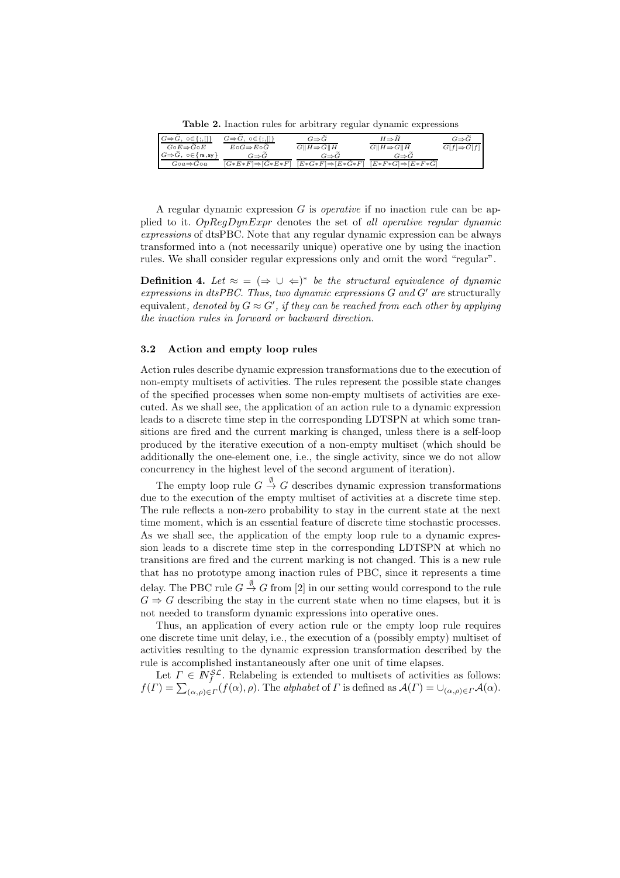**Table 2.** Inaction rules for arbitrary regular dynamic expressions

| | | | | |
|---|---|---|---|---|
| $\dfrac{G\Rightarrow\widetilde{G},\ \circ\in\{;,[]\}}{G\circ E\Rightarrow\widetilde{G}\circ E}$ | $\dfrac{G\Rightarrow\widetilde{G},\ \circ\in\{;,[]\}}{E\circ G\Rightarrow E\circ\widetilde{G}}$ | $\dfrac{G\Rightarrow\widetilde{G}}{G\|H\Rightarrow\widetilde{G}\|H}$ | $\dfrac{H\Rightarrow\widetilde{H}}{G\|H\Rightarrow G\|\widetilde{H}}$ | $\dfrac{G\Rightarrow\widetilde{G}}{G[f]\Rightarrow\widetilde{G}[f]}$ |
| $\dfrac{G\Rightarrow\widetilde{G},\ \circ\in\{\mathsf{rs},\mathsf{sy}\}}{G\circ a\Rightarrow\widetilde{G}\circ a}$ | $\dfrac{G\Rightarrow\widetilde{G}}{[G*E*F]\Rightarrow[\widetilde{G}*E*F]}$ | $\dfrac{G\Rightarrow\widetilde{G}}{[E*G*F]\Rightarrow[E*\widetilde{G}*F]}$ | $\dfrac{G\Rightarrow\widetilde{G}}{[E*F*G]\Rightarrow[E*F*\widetilde{G}]}$ | |

A regular dynamic expression $G$ is *operative* if no inaction rule can be applied to it. $OpRegDynExpr$ denotes the set of *all operative regular dynamic expressions* of dtsPBC. Note that any regular dynamic expression can be always transformed into a (not necessarily unique) operative one by using the inaction rules. We shall consider regular expressions only and omit the word "regular".

**Definition 4.** *Let $\approx\ =\ (\Rightarrow\ \cup \Leftarrow)^*$ be the structural equivalence of dynamic expressions in dtsPBC. Thus, two dynamic expressions $G$ and $G'$ are* structurally equivalent*, denoted by $G \approx G'$, if they can be reached from each other by applying the inaction rules in forward or backward direction.*

### 3.2 Action and empty loop rules

Action rules describe dynamic expression transformations due to the execution of non-empty multisets of activities. The rules represent the possible state changes of the specified processes when some non-empty multisets of activities are executed. As we shall see, the application of an action rule to a dynamic expression leads to a discrete time step in the corresponding LDTSPN at which some transitions are fired and the current marking is changed, unless there is a self-loop produced by the iterative execution of a non-empty multiset (which should be additionally the one-element one, i.e., the single activity, since we do not allow concurrency in the highest level of the second argument of iteration).

The empty loop rule $G \stackrel{\emptyset}{\rightarrow} G$ describes dynamic expression transformations due to the execution of the empty multiset of activities at a discrete time step. The rule reflects a non-zero probability to stay in the current state at the next time moment, which is an essential feature of discrete time stochastic processes. As we shall see, the application of the empty loop rule to a dynamic expression leads to a discrete time step in the corresponding LDTSPN at which no transitions are fired and the current marking is not changed. This is a new rule that has no prototype among inaction rules of PBC, since it represents a time delay. The PBC rule $G \stackrel{\emptyset}{\rightarrow} G$ from [2] in our setting would correspond to the rule $G \Rightarrow G$ describing the stay in the current state when no time elapses, but it is not needed to transform dynamic expressions into operative ones.

Thus, an application of every action rule or the empty loop rule requires one discrete time unit delay, i.e., the execution of a (possibly empty) multiset of activities resulting to the dynamic expression transformation described by the rule is accomplished instantaneously after one unit of time elapses.

Let $\Gamma \in \mathbb{N}_f^{\mathcal{SL}}$. Relabeling is extended to multisets of activities as follows: $f(\Gamma) = \sum_{(\alpha,\rho)\in\Gamma}(f(\alpha), \rho)$. The *alphabet* of $\Gamma$ is defined as $\mathcal{A}(\Gamma) = \cup_{(\alpha,\rho)\in\Gamma}\mathcal{A}(\alpha)$.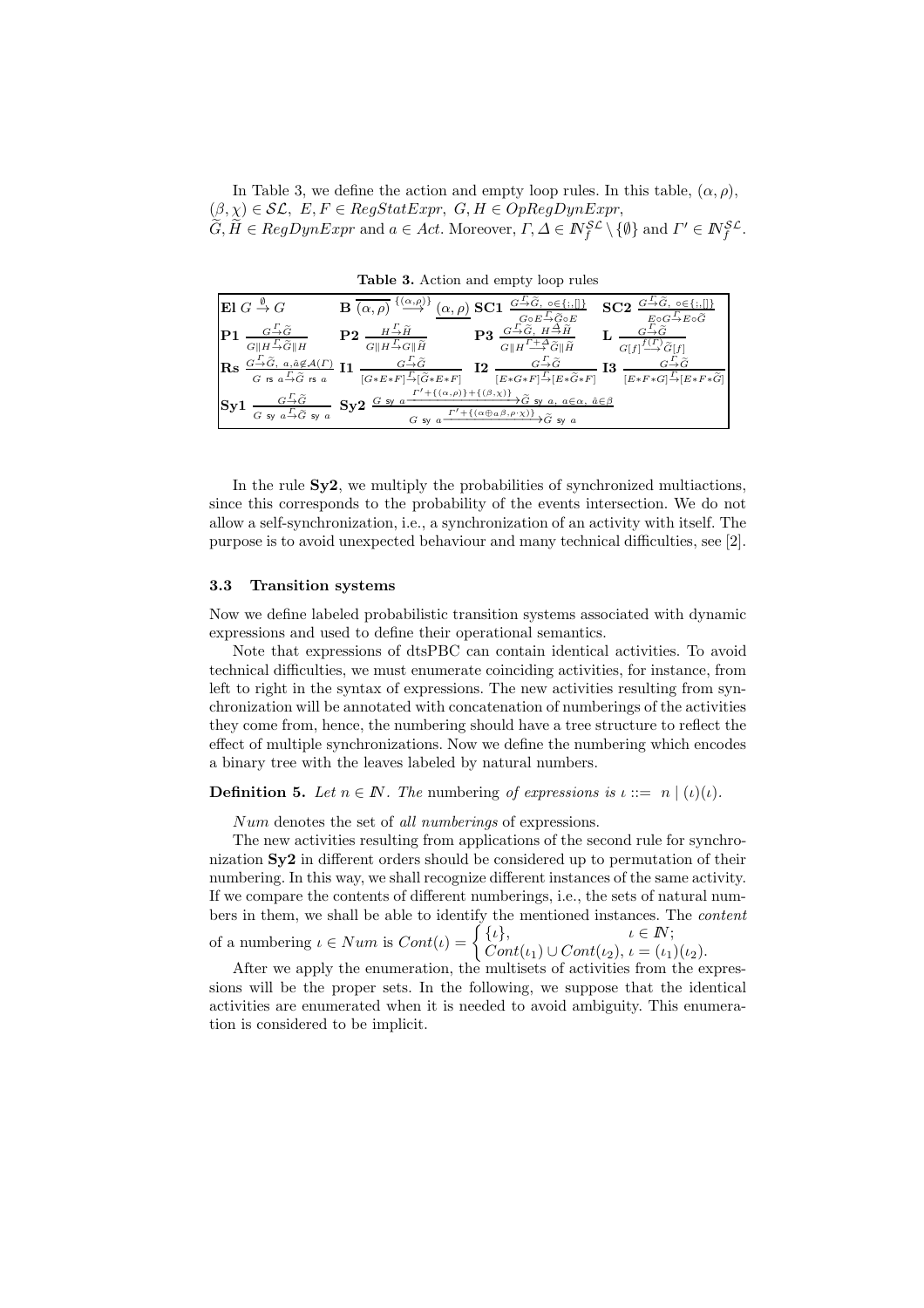In Table 3, we define the action and empty loop rules. In this table, $(\alpha, \rho)$, $(\beta, \chi) \in \mathcal{SL}$, $E, F \in RegStatExpr$, $G, H \in OpRegDynExpr$, $\widetilde{G}, \widetilde{H} \in RegDynExpr$ and $a \in Act$. Moreover, $\Gamma, \Delta \in I\!N_f^{\mathcal{SL}} \setminus \{\emptyset\}$ and $\Gamma' \in I\!N_f^{\mathcal{SL}}$.

**Table 3.** Action and empty loop rules

| | | | |
|---|---|---|---|
| **El** $G \overset{\emptyset}{\rightarrow} G$ | **B** $\overline{(\alpha, \rho)} \overset{\{(\alpha,\rho)\}}{\longrightarrow} \underline{(\alpha, \rho)}$ | **SC1** $\dfrac{G \overset{\Gamma}{\rightarrow} \widetilde{G},\ \circ \in \{;, []\}}{G \circ E \overset{\Gamma}{\rightarrow} \widetilde{G} \circ E}$ | **SC2** $\dfrac{G \overset{\Gamma}{\rightarrow} \widetilde{G},\ \circ \in \{;, []\}}{E \circ G \overset{\Gamma}{\rightarrow} E \circ \widetilde{G}}$ |
| **P1** $\dfrac{G \overset{\Gamma}{\rightarrow} \widetilde{G}}{G \| H \overset{\Gamma}{\rightarrow} \widetilde{G} \| H}$ | **P2** $\dfrac{H \overset{\Gamma}{\rightarrow} \widetilde{H}}{G \| H \overset{\Gamma}{\rightarrow} G \| \widetilde{H}}$ | **P3** $\dfrac{G \overset{\Gamma}{\rightarrow} \widetilde{G},\ H \overset{\Delta}{\rightarrow} \widetilde{H}}{G \| H \overset{\Gamma + \Delta}{\longrightarrow} \widetilde{G} \| \widetilde{H}}$ | **L** $\dfrac{G \overset{\Gamma}{\rightarrow} \widetilde{G}}{G[f] \overset{f(\Gamma)}{\longrightarrow} \widetilde{G}[f]}$ |
| **Rs** $\dfrac{G \overset{\Gamma}{\rightarrow} \widetilde{G},\ a, \hat{a} \notin \mathcal{A}(\Gamma)}{G \text{ rs } a \overset{\Gamma}{\rightarrow} \widetilde{G} \text{ rs } a}$ **I1** $\dfrac{G \overset{\Gamma}{\rightarrow} \widetilde{G}}{[G * E * F] \overset{\Gamma}{\rightarrow} [\widetilde{G} * E * F]}$ | **I2** $\dfrac{G \overset{\Gamma}{\rightarrow} \widetilde{G}}{[E * G * F] \overset{\Gamma}{\rightarrow} [E * \widetilde{G} * F]}$ | **I3** $\dfrac{G \overset{\Gamma}{\rightarrow} \widetilde{G}}{[E * F * G] \overset{\Gamma}{\rightarrow} [E * F * \widetilde{G}]}$ | |
| **Sy1** $\dfrac{G \overset{\Gamma}{\rightarrow} \widetilde{G}}{G \text{ sy } a \overset{\Gamma}{\rightarrow} \widetilde{G} \text{ sy } a}$ | **Sy2** $\dfrac{G \text{ sy } a \xrightarrow{\Gamma' + \{(\alpha,\rho)\} + \{(\beta,\chi)\}} \widetilde{G} \text{ sy } a,\ a \in \alpha,\ \hat{a} \in \beta}{G \text{ sy } a \xrightarrow{\Gamma' + \{(\alpha \oplus_a \beta, \rho \cdot \chi)\}} \widetilde{G} \text{ sy } a}$ | | |

In the rule **Sy2**, we multiply the probabilities of synchronized multiactions, since this corresponds to the probability of the events intersection. We do not allow a self-synchronization, i.e., a synchronization of an activity with itself. The purpose is to avoid unexpected behaviour and many technical difficulties, see [2].

### 3.3 Transition systems

Now we define labeled probabilistic transition systems associated with dynamic expressions and used to define their operational semantics.

Note that expressions of dtsPBC can contain identical activities. To avoid technical difficulties, we must enumerate coinciding activities, for instance, from left to right in the syntax of expressions. The new activities resulting from synchronization will be annotated with concatenation of numberings of the activities they come from, hence, the numbering should have a tree structure to reflect the effect of multiple synchronizations. Now we define the numbering which encodes a binary tree with the leaves labeled by natural numbers.

**Definition 5.** *Let $n \in I\!N$. The* numbering *of expressions is $\iota ::= \ n \mid (\iota)(\iota)$.*

*Num* denotes the set of *all numberings* of expressions.

The new activities resulting from applications of the second rule for synchronization **Sy2** in different orders should be considered up to permutation of their numbering. In this way, we shall recognize different instances of the same activity. If we compare the contents of different numberings, i.e., the sets of natural numbers in them, we shall be able to identify the mentioned instances. The *content* of a numbering $\iota \in Num$ is $Cont(\iota) = \begin{cases} \{\iota\}, & \iota \in I\!N; \\ Cont(\iota_1) \cup Cont(\iota_2), & \iota = (\iota_1)(\iota_2). \end{cases}$

After we apply the enumeration, the multisets of activities from the expressions will be the proper sets. In the following, we suppose that the identical activities are enumerated when it is needed to avoid ambiguity. This enumeration is considered to be implicit.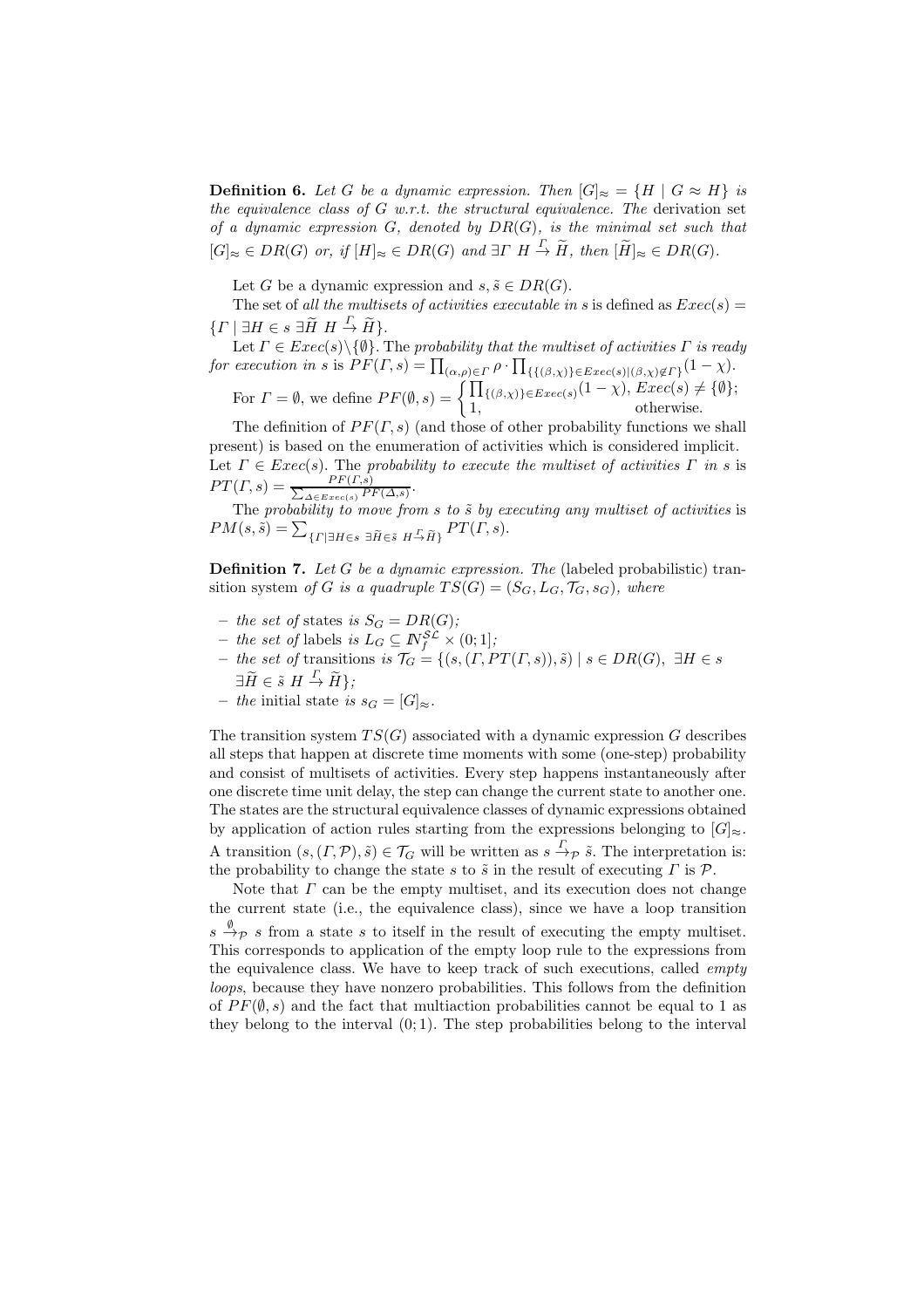**Definition 6.** *Let $G$ be a dynamic expression. Then $[G]_\approx = \{H \mid G \approx H\}$ is the equivalence class of $G$ w.r.t. the structural equivalence. The* derivation set *of a dynamic expression $G$, denoted by $DR(G)$, is the minimal set such that $[G]_\approx \in DR(G)$ or, if $[H]_\approx \in DR(G)$ and $\exists \Gamma\ H \stackrel{\Gamma}{\rightarrow} \widetilde{H}$, then $[\widetilde{H}]_\approx \in DR(G)$.*

Let $G$ be a dynamic expression and $s, \tilde{s} \in DR(G)$.

The set of *all the multisets of activities executable in $s$* is defined as $Exec(s) = \{\Gamma \mid \exists H \in s\ \exists \widetilde{H}\ H \stackrel{\Gamma}{\rightarrow} \widetilde{H}\}$.

Let $\Gamma \in Exec(s) \setminus \{\emptyset\}$. The *probability that the multiset of activities $\Gamma$ is ready for execution in $s$* is $PF(\Gamma, s) = \prod_{(\alpha,\rho)\in\Gamma} \rho \cdot \prod_{\{\{(\beta,\chi)\}\in Exec(s) \mid (\beta,\chi)\not\in\Gamma\}} (1-\chi)$.

For $\Gamma = \emptyset$, we define $PF(\emptyset, s) = \begin{cases} \prod_{\{(\beta,\chi)\}\in Exec(s)} (1-\chi), & Exec(s) \neq \{\emptyset\}; \\ 1, & \text{otherwise.} \end{cases}$

The definition of $PF(\Gamma, s)$ (and those of other probability functions we shall present) is based on the enumeration of activities which is considered implicit. Let $\Gamma \in Exec(s)$. The *probability to execute the multiset of activities $\Gamma$ in $s$* is $PT(\Gamma, s) = \frac{PF(\Gamma,s)}{\sum_{\Delta\in Exec(s)} PF(\Delta,s)}$.

The *probability to move from $s$ to $\tilde{s}$ by executing any multiset of activities* is $PM(s, \tilde{s}) = \sum_{\{\Gamma \mid \exists H\in s\ \exists \widetilde{H}\in\tilde{s}\ H \stackrel{\Gamma}{\rightarrow} \widetilde{H}\}} PT(\Gamma, s)$.

**Definition 7.** *Let $G$ be a dynamic expression. The* (labeled probabilistic) transition system *of $G$ is a quadruple $TS(G) = (S_G, L_G, \mathcal{T}_G, s_G)$, where*

- *the set of* states *is $S_G = DR(G)$;*
- *the set of* labels *is $L_G \subseteq I\!N_f^{\mathcal{SL}} \times (0;1]$;*
- *the set of* transitions *is $\mathcal{T}_G = \{(s, (\Gamma, PT(\Gamma, s)), \tilde{s}) \mid s \in DR(G),\ \exists H \in s\ \exists \widetilde{H} \in \tilde{s}\ H \stackrel{\Gamma}{\rightarrow} \widetilde{H}\}$;*
- *the* initial state *is $s_G = [G]_\approx$.*

The transition system $TS(G)$ associated with a dynamic expression $G$ describes all steps that happen at discrete time moments with some (one-step) probability and consist of multisets of activities. Every step happens instantaneously after one discrete time unit delay, the step can change the current state to another one. The states are the structural equivalence classes of dynamic expressions obtained by application of action rules starting from the expressions belonging to $[G]_\approx$. A transition $(s, (\Gamma, \mathcal{P}), \tilde{s}) \in \mathcal{T}_G$ will be written as $s \stackrel{\Gamma}{\rightarrow}_{\mathcal{P}} \tilde{s}$. The interpretation is: the probability to change the state $s$ to $\tilde{s}$ in the result of executing $\Gamma$ is $\mathcal{P}$.

Note that $\Gamma$ can be the empty multiset, and its execution does not change the current state (i.e., the equivalence class), since we have a loop transition $s \stackrel{\emptyset}{\rightarrow}_{\mathcal{P}} s$ from a state $s$ to itself in the result of executing the empty multiset. This corresponds to application of the empty loop rule to the expressions from the equivalence class. We have to keep track of such executions, called *empty loops*, because they have nonzero probabilities. This follows from the definition of $PF(\emptyset, s)$ and the fact that multiaction probabilities cannot be equal to 1 as they belong to the interval $(0; 1)$. The step probabilities belong to the interval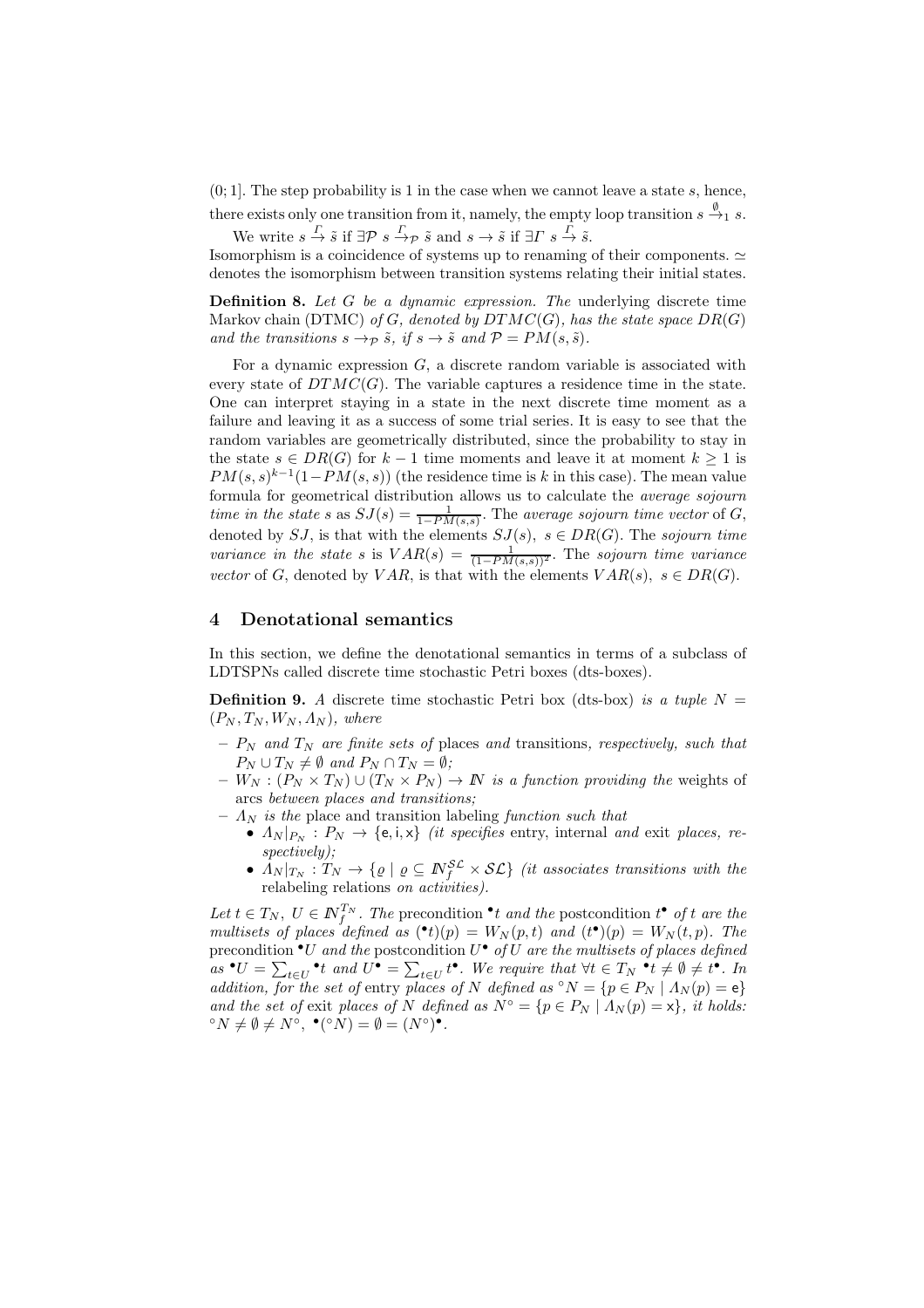$(0;1]$. The step probability is 1 in the case when we cannot leave a state $s$, hence, there exists only one transition from it, namely, the empty loop transition $s \xrightarrow{\emptyset}_1 s$.

We write $s \xrightarrow{\Gamma} \tilde{s}$ if $\exists \mathcal{P}\ s \xrightarrow{\Gamma}_{\mathcal{P}} \tilde{s}$ and $s \rightarrow \tilde{s}$ if $\exists \Gamma\ s \xrightarrow{\Gamma} \tilde{s}$.

Isomorphism is a coincidence of systems up to renaming of their components. $\simeq$ denotes the isomorphism between transition systems relating their initial states.

**Definition 8.** *Let $G$ be a dynamic expression. The* underlying discrete time Markov chain (DTMC) *of $G$, denoted by $DTMC(G)$, has the state space $DR(G)$ and the transitions $s \rightarrow_{\mathcal{P}} \tilde{s}$, if $s \rightarrow \tilde{s}$ and $\mathcal{P} = PM(s, \tilde{s})$.*

For a dynamic expression $G$, a discrete random variable is associated with every state of $DTMC(G)$. The variable captures a residence time in the state. One can interpret staying in a state in the next discrete time moment as a failure and leaving it as a success of some trial series. It is easy to see that the random variables are geometrically distributed, since the probability to stay in the state $s \in DR(G)$ for $k-1$ time moments and leave it at moment $k \geq 1$ is $PM(s,s)^{k-1}(1-PM(s,s))$ (the residence time is $k$ in this case). The mean value formula for geometrical distribution allows us to calculate the *average sojourn time in the state $s$* as $SJ(s) = \frac{1}{1-PM(s,s)}$. The *average sojourn time vector* of $G$, denoted by $SJ$, is that with the elements $SJ(s),\ s \in DR(G)$. The *sojourn time variance in the state $s$* is $VAR(s) = \frac{1}{(1-PM(s,s))^2}$. The *sojourn time variance vector* of $G$, denoted by $VAR$, is that with the elements $VAR(s),\ s \in DR(G)$.

## 4 Denotational semantics

In this section, we define the denotational semantics in terms of a subclass of LDTSPNs called discrete time stochastic Petri boxes (dts-boxes).

**Definition 9.** *A* discrete time stochastic Petri box (dts-box) *is a tuple $N = (P_N, T_N, W_N, \Lambda_N)$, where*

- *$P_N$ and $T_N$ are finite sets of* places *and* transitions*, respectively, such that $P_N \cup T_N \neq \emptyset$ and $P_N \cap T_N = \emptyset$;*
- *$W_N : (P_N \times T_N) \cup (T_N \times P_N) \rightarrow \mathbb{N}$ is a function providing the* weights of arcs *between places and transitions;*
- *$\Lambda_N$ is the* place and transition labeling *function such that*
  - *$\Lambda_N|_{P_N} : P_N \rightarrow \{\mathsf{e}, \mathsf{i}, \mathsf{x}\}$ (it specifies* entry*,* internal *and* exit *places, respectively);*
  - *$\Lambda_N|_{T_N} : T_N \rightarrow \{\varrho \mid \varrho \subseteq \mathbb{N}_f^{\mathcal{SL}} \times \mathcal{SL}\}$ (it associates transitions with the* relabeling relations *on activities).*

*Let $t \in T_N,\ U \in \mathbb{N}_f^{T_N}$. The* precondition *${}^\bullet t$ and the* postcondition *$t^\bullet$ of $t$ are the multisets of places defined as $({}^\bullet t)(p) = W_N(p,t)$ and $(t^\bullet)(p) = W_N(t,p)$. The* precondition *${}^\bullet U$ and the* postcondition *$U^\bullet$ of $U$ are the multisets of places defined as ${}^\bullet U = \sum_{t \in U} {}^\bullet t$ and $U^\bullet = \sum_{t \in U} t^\bullet$. We require that $\forall t \in T_N\ {}^\bullet t \neq \emptyset \neq t^\bullet$. In addition, for the set of* entry *places of $N$ defined as ${}^\circ N = \{p \in P_N \mid \Lambda_N(p) = \mathsf{e}\}$ and the set of* exit *places of $N$ defined as $N^\circ = \{p \in P_N \mid \Lambda_N(p) = \mathsf{x}\}$, it holds: ${}^\circ N \neq \emptyset \neq N^\circ,\ {}^\bullet({}^\circ N) = \emptyset = (N^\circ)^\bullet$.*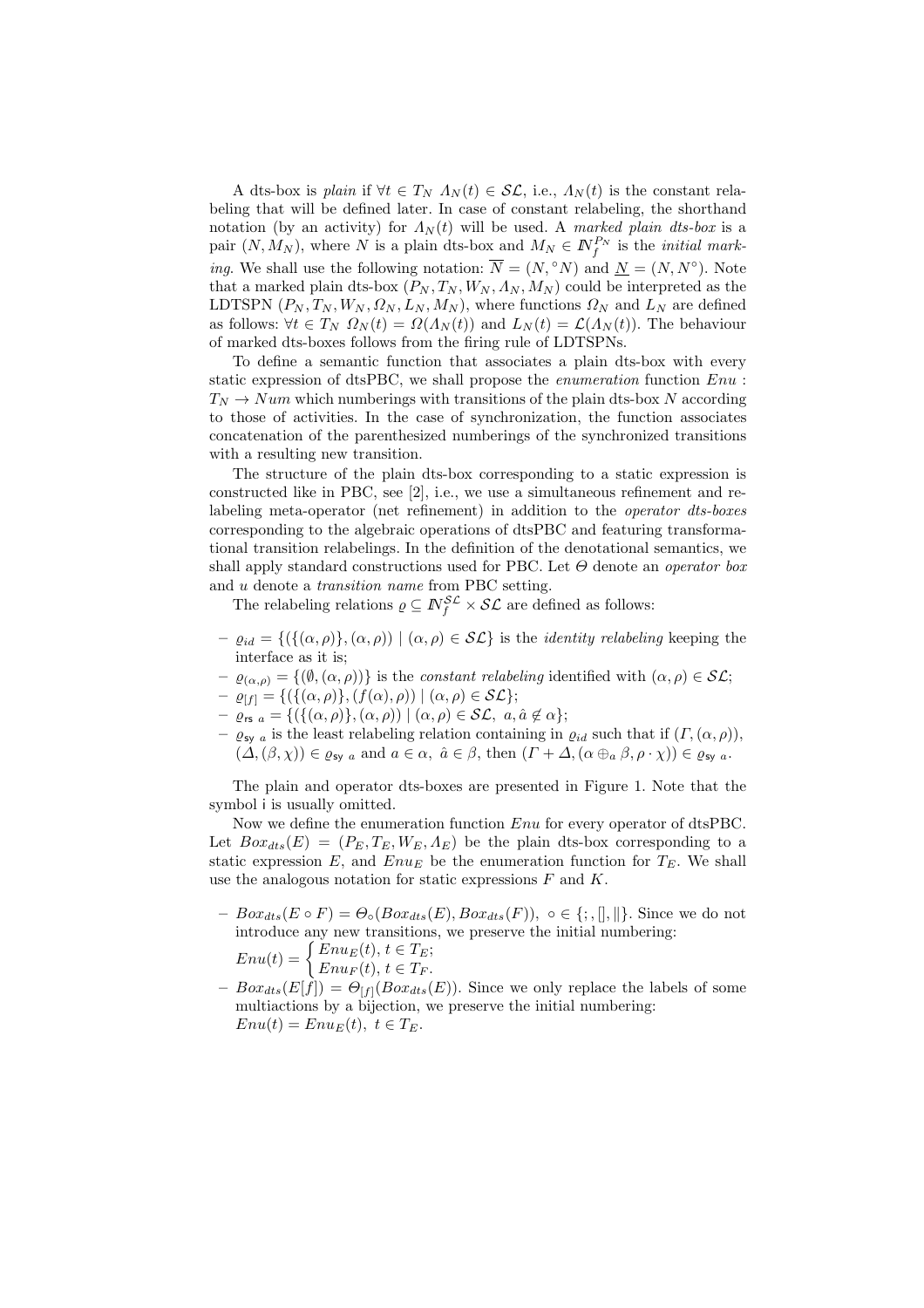A dts-box is *plain* if $\forall t \in T_N\ \Lambda_N(t) \in \mathcal{SL}$, i.e., $\Lambda_N(t)$ is the constant relabeling that will be defined later. In case of constant relabeling, the shorthand notation (by an activity) for $\Lambda_N(t)$ will be used. A *marked plain dts-box* is a pair $(N, M_N)$, where $N$ is a plain dts-box and $M_N \in \mathbb{N}_f^{P_N}$ is the *initial marking*. We shall use the following notation: $\overline{N} = (N, {}^\circ N)$ and $\underline{N} = (N, N^\circ)$. Note that a marked plain dts-box $(P_N, T_N, W_N, \Lambda_N, M_N)$ could be interpreted as the LDTSPN $(P_N, T_N, W_N, \Omega_N, L_N, M_N)$, where functions $\Omega_N$ and $L_N$ are defined as follows: $\forall t \in T_N\ \Omega_N(t) = \Omega(\Lambda_N(t))$ and $L_N(t) = \mathcal{L}(\Lambda_N(t))$. The behaviour of marked dts-boxes follows from the firing rule of LDTSPNs.

To define a semantic function that associates a plain dts-box with every static expression of dtsPBC, we shall propose the *enumeration* function $Enu : T_N \to Num$ which numberings with transitions of the plain dts-box $N$ according to those of activities. In the case of synchronization, the function associates concatenation of the parenthesized numberings of the synchronized transitions with a resulting new transition.

The structure of the plain dts-box corresponding to a static expression is constructed like in PBC, see [2], i.e., we use a simultaneous refinement and relabeling meta-operator (net refinement) in addition to the *operator dts-boxes* corresponding to the algebraic operations of dtsPBC and featuring transformational transition relabelings. In the definition of the denotational semantics, we shall apply standard constructions used for PBC. Let $\Theta$ denote an *operator box* and $u$ denote a *transition name* from PBC setting.

The relabeling relations $\varrho \subseteq \mathbb{N}_f^{\mathcal{SL}} \times \mathcal{SL}$ are defined as follows:

- $\varrho_{id} = \{(\{(\alpha, \rho)\}, (\alpha, \rho)) \mid (\alpha, \rho) \in \mathcal{SL}\}$ is the *identity relabeling* keeping the interface as it is;
- $\varrho_{(\alpha,\rho)} = \{(\emptyset, (\alpha, \rho))\}$ is the *constant relabeling* identified with $(\alpha, \rho) \in \mathcal{SL}$;
- $\varrho_{[f]} = \{(\{(\alpha, \rho)\}, (f(\alpha), \rho)) \mid (\alpha, \rho) \in \mathcal{SL}\}$;
- $\varrho_{\mathsf{rs}\ a} = \{(\{(\alpha, \rho)\}, (\alpha, \rho)) \mid (\alpha, \rho) \in \mathcal{SL},\ a, \hat{a} \notin \alpha\}$;
- $\varrho_{\mathsf{sy}\ a}$ is the least relabeling relation containing in $\varrho_{id}$ such that if $(\Gamma, (\alpha, \rho))$, $(\Delta, (\beta, \chi)) \in \varrho_{\mathsf{sy}\ a}$ and $a \in \alpha,\ \hat{a} \in \beta$, then $(\Gamma + \Delta, (\alpha \oplus_a \beta, \rho \cdot \chi)) \in \varrho_{\mathsf{sy}\ a}$.

The plain and operator dts-boxes are presented in Figure 1. Note that the symbol $\mathsf{i}$ is usually omitted.

Now we define the enumeration function $Enu$ for every operator of dtsPBC. Let $Box_{dts}(E) = (P_E, T_E, W_E, \Lambda_E)$ be the plain dts-box corresponding to a static expression $E$, and $Enu_E$ be the enumeration function for $T_E$. We shall use the analogous notation for static expressions $F$ and $K$.

- $Box_{dts}(E \circ F) = \Theta_\circ(Box_{dts}(E), Box_{dts}(F)),\ \circ \in \{;, [], \|\}$. Since we do not introduce any new transitions, we preserve the initial numbering:
  $Enu(t) = \begin{cases} Enu_E(t), t \in T_E; \\ Enu_F(t), t \in T_F. \end{cases}$
- $Box_{dts}(E[f]) = \Theta_{[f]}(Box_{dts}(E))$. Since we only replace the labels of some multiactions by a bijection, we preserve the initial numbering:
  $Enu(t) = Enu_E(t),\ t \in T_E$.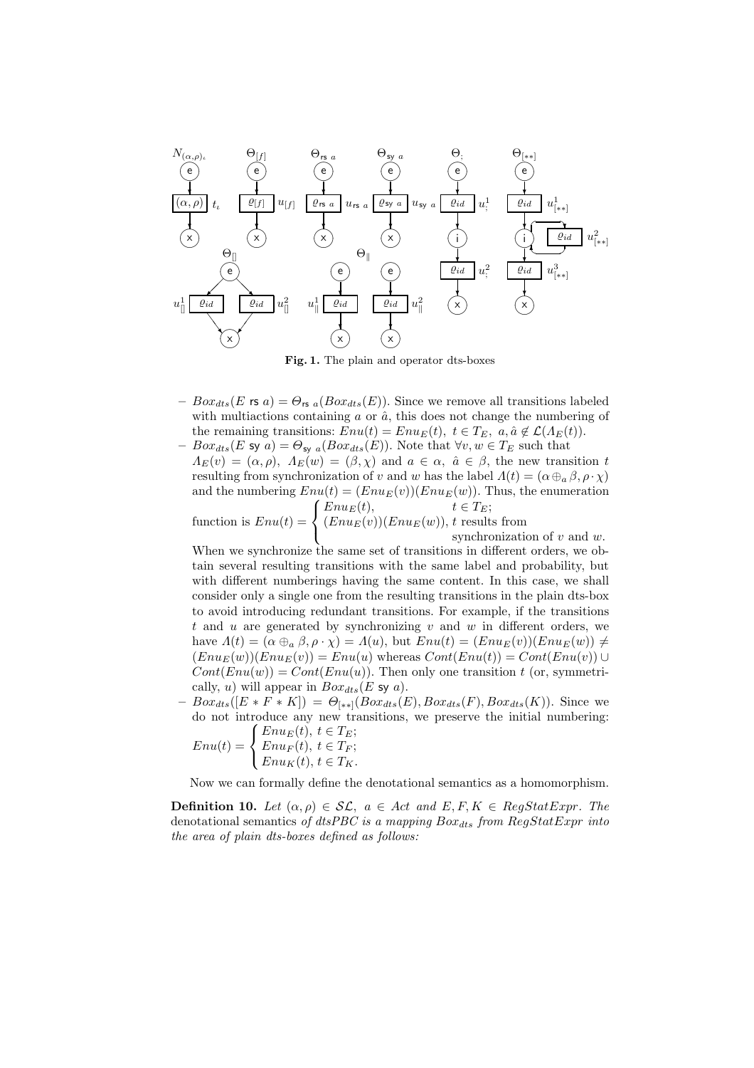**Fig. 1.** The plain and operator dts-boxes

- $Box_{dts}(E \text{ rs } a) = \Theta_{\text{rs } a}(Box_{dts}(E))$. Since we remove all transitions labeled with multiactions containing $a$ or $\hat{a}$, this does not change the numbering of the remaining transitions: $Enu(t) = Enu_E(t),\ t \in T_E,\ a, \hat{a} \notin \mathcal{L}(\Lambda_E(t))$.
- $Box_{dts}(E \text{ sy } a) = \Theta_{\text{sy } a}(Box_{dts}(E))$. Note that $\forall v, w \in T_E$ such that $\Lambda_E(v) = (\alpha, \rho),\ \Lambda_E(w) = (\beta, \chi)$ and $a \in \alpha,\ \hat{a} \in \beta$, the new transition $t$ resulting from synchronization of $v$ and $w$ has the label $\Lambda(t) = (\alpha \oplus_a \beta, \rho \cdot \chi)$ and the numbering $Enu(t) = (Enu_E(v))(Enu_E(w))$. Thus, the enumeration function is $Enu(t) = \begin{cases} Enu_E(t), & t \in T_E; \\ (Enu_E(v))(Enu_E(w)), & t \text{ results from} \\ & \text{synchronization of } v \text{ and } w. \end{cases}$

  When we synchronize the same set of transitions in different orders, we obtain several resulting transitions with the same label and probability, but with different numberings having the same content. In this case, we shall consider only a single one from the resulting transitions in the plain dts-box to avoid introducing redundant transitions. For example, if the transitions $t$ and $u$ are generated by synchronizing $v$ and $w$ in different orders, we have $\Lambda(t) = (\alpha \oplus_a \beta, \rho \cdot \chi) = \Lambda(u)$, but $Enu(t) = (Enu_E(v))(Enu_E(w)) \neq (Enu_E(w))(Enu_E(v)) = Enu(u)$ whereas $Cont(Enu(t)) = Cont(Enu(v)) \cup Cont(Enu(w)) = Cont(Enu(u))$. Then only one transition $t$ (or, symmetrically, $u$) will appear in $Box_{dts}(E \text{ sy } a)$.
- $Box_{dts}([E * F * K]) = \Theta_{[**]}(Box_{dts}(E), Box_{dts}(F), Box_{dts}(K))$. Since we do not introduce any new transitions, we preserve the initial numbering: $Enu(t) = \begin{cases} Enu_E(t),\ t \in T_E; \\ Enu_F(t),\ t \in T_F; \\ Enu_K(t),\ t \in T_K. \end{cases}$

Now we can formally define the denotational semantics as a homomorphism.

**Definition 10.** *Let $(\alpha, \rho) \in \mathcal{SL},\ a \in Act$ and $E, F, K \in RegStatExpr$. The* denotational semantics *of dtsPBC is a mapping $Box_{dts}$ from $RegStatExpr$ into the area of plain dts-boxes defined as follows:*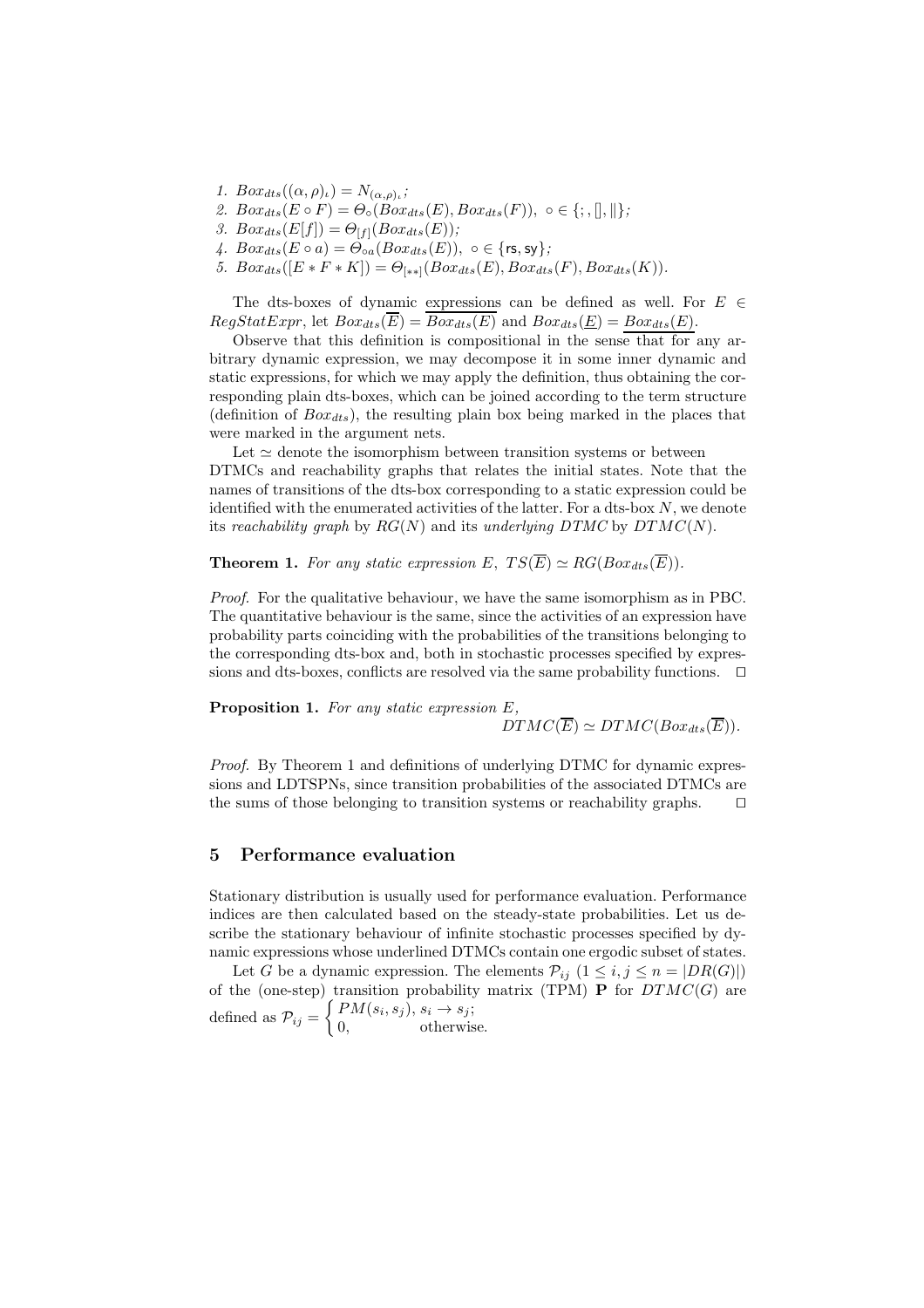1. $Box_{dts}((\alpha,\rho)_\iota) = N_{(\alpha,\rho)_\iota}$;
2. $Box_{dts}(E \circ F) = \Theta_\circ(Box_{dts}(E), Box_{dts}(F)),\ \circ \in \{;, [], \|\}$;
3. $Box_{dts}(E[f]) = \Theta_{[f]}(Box_{dts}(E))$;
4. $Box_{dts}(E \circ a) = \Theta_{\circ a}(Box_{dts}(E)),\ \circ \in \{\mathsf{rs}, \mathsf{sy}\}$;
5. $Box_{dts}([E * F * K]) = \Theta_{[**]}(Box_{dts}(E), Box_{dts}(F), Box_{dts}(K))$.

The dts-boxes of dynamic expressions can be defined as well. For $E \in RegStatExpr$, let $Box_{dts}(\overline{E}) = \overline{Box_{dts}(E)}$ and $Box_{dts}(\underline{E}) = \underline{Box_{dts}(E)}$.

Observe that this definition is compositional in the sense that for any arbitrary dynamic expression, we may decompose it in some inner dynamic and static expressions, for which we may apply the definition, thus obtaining the corresponding plain dts-boxes, which can be joined according to the term structure (definition of $Box_{dts}$), the resulting plain box being marked in the places that were marked in the argument nets.

Let $\simeq$ denote the isomorphism between transition systems or between DTMCs and reachability graphs that relates the initial states. Note that the names of transitions of the dts-box corresponding to a static expression could be identified with the enumerated activities of the latter. For a dts-box $N$, we denote its *reachability graph* by $RG(N)$ and its *underlying DTMC* by $DTMC(N)$.

**Theorem 1.** *For any static expression $E$, $TS(\overline{E}) \simeq RG(Box_{dts}(\overline{E}))$.*

*Proof.* For the qualitative behaviour, we have the same isomorphism as in PBC. The quantitative behaviour is the same, since the activities of an expression have probability parts coinciding with the probabilities of the transitions belonging to the corresponding dts-box and, both in stochastic processes specified by expressions and dts-boxes, conflicts are resolved via the same probability functions. ⊓⊔

**Proposition 1.** *For any static expression $E$,*
$$DTMC(\overline{E}) \simeq DTMC(Box_{dts}(\overline{E})).$$

*Proof.* By Theorem 1 and definitions of underlying DTMC for dynamic expressions and LDTSPNs, since transition probabilities of the associated DTMCs are the sums of those belonging to transition systems or reachability graphs. ⊓⊔

## 5 Performance evaluation

Stationary distribution is usually used for performance evaluation. Performance indices are then calculated based on the steady-state probabilities. Let us describe the stationary behaviour of infinite stochastic processes specified by dynamic expressions whose underlined DTMCs contain one ergodic subset of states.

Let $G$ be a dynamic expression. The elements $\mathcal{P}_{ij}$ $(1 \le i, j \le n = |DR(G)|)$ of the (one-step) transition probability matrix (TPM) $\mathbf{P}$ for $DTMC(G)$ are defined as $\mathcal{P}_{ij} = \begin{cases} PM(s_i, s_j), & s_i \to s_j; \\ 0, & \text{otherwise.} \end{cases}$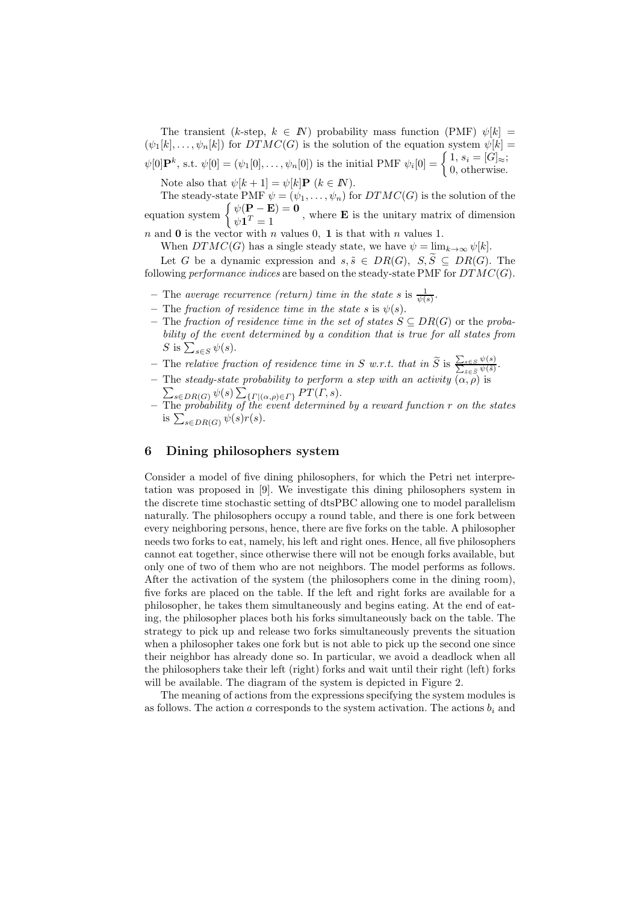The transient ($k$-step, $k \in I\!N$) probability mass function (PMF) $\psi[k] = (\psi_1[k], \ldots, \psi_n[k])$ for $DTMC(G)$ is the solution of the equation system $\psi[k] = \psi[0]\mathbf{P}^k$, s.t. $\psi[0] = (\psi_1[0], \ldots, \psi_n[0])$ is the initial PMF $\psi_i[0] = \begin{cases} 1, & s_i = [G]_\approx; \\ 0, & \text{otherwise.} \end{cases}$

Note also that $\psi[k+1] = \psi[k]\mathbf{P}$ ($k \in I\!N$).

The steady-state PMF $\psi = (\psi_1, \ldots, \psi_n)$ for $DTMC(G)$ is the solution of the equation system $\begin{cases} \psi(\mathbf{P} - \mathbf{E}) = \mathbf{0} \\ \psi \mathbf{1}^T = 1 \end{cases}$, where $\mathbf{E}$ is the unitary matrix of dimension $n$ and $\mathbf{0}$ is the vector with $n$ values 0, $\mathbf{1}$ is that with $n$ values 1.

When $DTMC(G)$ has a single steady state, we have $\psi = \lim_{k\to\infty} \psi[k]$.

Let $G$ be a dynamic expression and $s, \tilde{s} \in DR(G)$, $S, \widetilde{S} \subseteq DR(G)$. The following *performance indices* are based on the steady-state PMF for $DTMC(G)$.

- The *average recurrence (return) time in the state* $s$ is $\frac{1}{\psi(s)}$.
- The *fraction of residence time in the state* $s$ is $\psi(s)$.
- The *fraction of residence time in the set of states* $S \subseteq DR(G)$ or the *probability of the event determined by a condition that is true for all states from* $S$ is $\sum_{s\in S} \psi(s)$.
- The *relative fraction of residence time in* $S$ *w.r.t. that in* $\widetilde{S}$ is $\frac{\sum_{s\in S}\psi(s)}{\sum_{\tilde{s}\in\widetilde{S}}\psi(\tilde{s})}$.
- The *steady-state probability to perform a step with an activity* $(\alpha, \rho)$ is $\sum_{s\in DR(G)} \psi(s) \sum_{\{\Gamma|(\alpha,\rho)\in\Gamma\}} PT(\Gamma, s)$.
- The *probability of the event determined by a reward function* $r$ *on the states* is $\sum_{s\in DR(G)} \psi(s) r(s)$.

## 6 Dining philosophers system

Consider a model of five dining philosophers, for which the Petri net interpretation was proposed in [9]. We investigate this dining philosophers system in the discrete time stochastic setting of dtsPBC allowing one to model parallelism naturally. The philosophers occupy a round table, and there is one fork between every neighboring persons, hence, there are five forks on the table. A philosopher needs two forks to eat, namely, his left and right ones. Hence, all five philosophers cannot eat together, since otherwise there will not be enough forks available, but only one of two of them who are not neighbors. The model performs as follows. After the activation of the system (the philosophers come in the dining room), five forks are placed on the table. If the left and right forks are available for a philosopher, he takes them simultaneously and begins eating. At the end of eating, the philosopher places both his forks simultaneously back on the table. The strategy to pick up and release two forks simultaneously prevents the situation when a philosopher takes one fork but is not able to pick up the second one since their neighbor has already done so. In particular, we avoid a deadlock when all the philosophers take their left (right) forks and wait until their right (left) forks will be available. The diagram of the system is depicted in Figure 2.

The meaning of actions from the expressions specifying the system modules is as follows. The action $a$ corresponds to the system activation. The actions $b_i$ and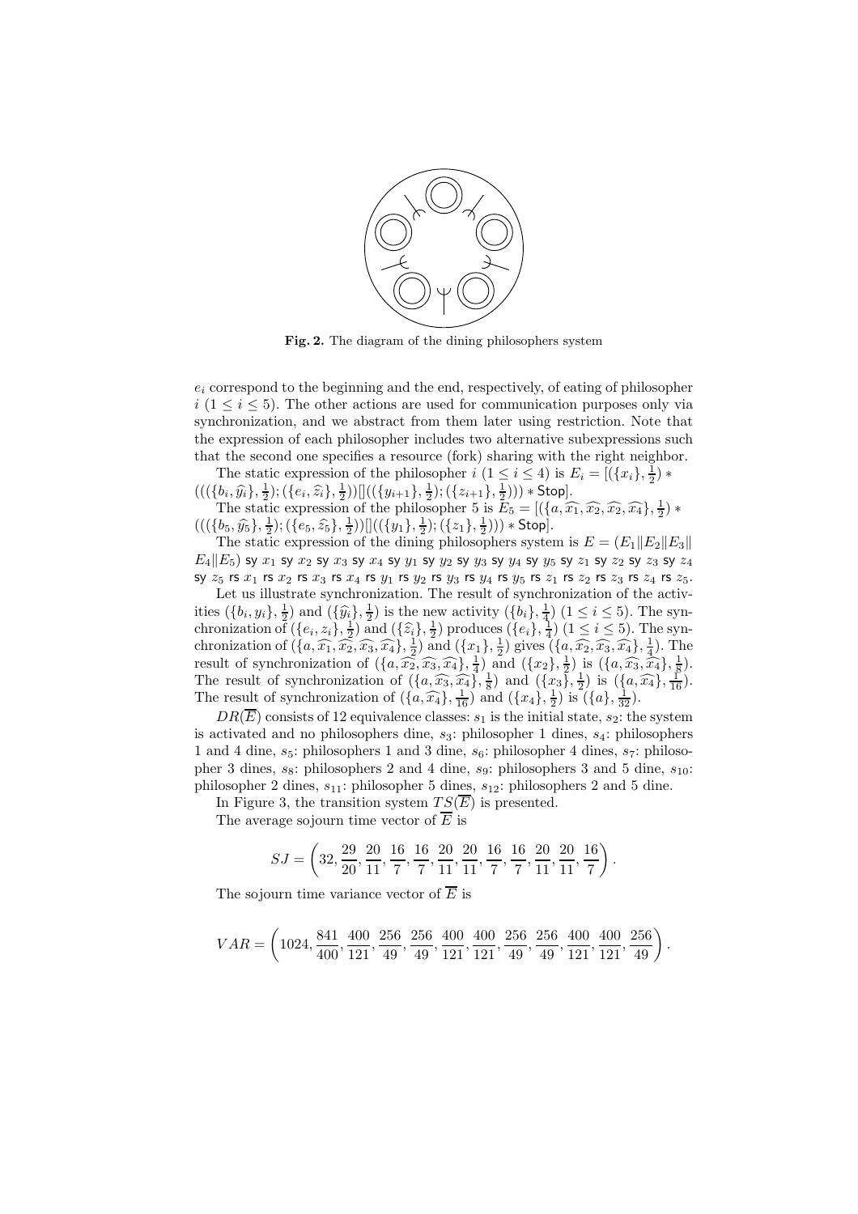**Fig. 2.** The diagram of the dining philosophers system

$e_i$ correspond to the beginning and the end, respectively, of eating of philosopher $i$ $(1 \leq i \leq 5)$. The other actions are used for communication purposes only via synchronization, and we abstract from them later using restriction. Note that the expression of each philosopher includes two alternative subexpressions such that the second one specifies a resource (fork) sharing with the right neighbor.

The static expression of the philosopher $i$ $(1 \leq i \leq 4)$ is $E_i = [(\{x_i\}, \frac{1}{2}) * (((\{b_i, \widehat{y_i}\}, \frac{1}{2}); (\{e_i, \widehat{z_i}\}, \frac{1}{2}))[]((\{y_{i+1}\}, \frac{1}{2}); (\{z_{i+1}\}, \frac{1}{2}))) * \mathsf{Stop}]$.

The static expression of the philosopher 5 is $E_5 = [(\{a, \widehat{x_1}, \widehat{x_2}, \widehat{x_2}, \widehat{x_4}\}, \frac{1}{2}) * (((\{b_5, \widehat{y_5}\}, \frac{1}{2}); (\{e_5, \widehat{z_5}\}, \frac{1}{2}))[]((\{y_1\}, \frac{1}{2}); (\{z_1\}, \frac{1}{2}))) * \mathsf{Stop}]$.

The static expression of the dining philosophers system is $E = (E_1 \| E_2 \| E_3 \| E_4 \| E_5)$ sy $x_1$ sy $x_2$ sy $x_3$ sy $x_4$ sy $y_1$ sy $y_2$ sy $y_3$ sy $y_4$ sy $y_5$ sy $z_1$ sy $z_2$ sy $z_3$ sy $z_4$ sy $z_5$ rs $x_1$ rs $x_2$ rs $x_3$ rs $x_4$ rs $y_1$ rs $y_2$ rs $y_3$ rs $y_4$ rs $y_5$ rs $z_1$ rs $z_2$ rs $z_3$ rs $z_4$ rs $z_5$.

Let us illustrate synchronization. The result of synchronization of the activities $(\{b_i, y_i\}, \frac{1}{2})$ and $(\{\widehat{y_i}\}, \frac{1}{2})$ is the new activity $(\{b_i\}, \frac{1}{4})$ $(1 \leq i \leq 5)$. The synchronization of $(\{e_i, z_i\}, \frac{1}{2})$ and $(\{\widehat{z_i}\}, \frac{1}{2})$ produces $(\{e_i\}, \frac{1}{4})$ $(1 \leq i \leq 5)$. The synchronization of $(\{a, \widehat{x_1}, \widehat{x_2}, \widehat{x_3}, \widehat{x_4}\}, \frac{1}{2})$ and $(\{x_1\}, \frac{1}{2})$ gives $(\{a, \widehat{x_2}, \widehat{x_3}, \widehat{x_4}\}, \frac{1}{4})$. The result of synchronization of $(\{a, \widehat{x_2}, \widehat{x_3}, \widehat{x_4}\}, \frac{1}{4})$ and $(\{x_2\}, \frac{1}{2})$ is $(\{a, \widehat{x_3}, \widehat{x_4}\}, \frac{1}{8})$. The result of synchronization of $(\{a, \widehat{x_3}, \widehat{x_4}\}, \frac{1}{8})$ and $(\{x_3\}, \frac{1}{2})$ is $(\{a, \widehat{x_4}\}, \frac{1}{16})$. The result of synchronization of $(\{a, \widehat{x_4}\}, \frac{1}{16})$ and $(\{x_4\}, \frac{1}{2})$ is $(\{a\}, \frac{1}{32})$.

$DR(\overline{E})$ consists of 12 equivalence classes: $s_1$ is the initial state, $s_2$: the system is activated and no philosophers dine, $s_3$: philosopher 1 dines, $s_4$: philosophers 1 and 4 dine, $s_5$: philosophers 1 and 3 dine, $s_6$: philosopher 4 dines, $s_7$: philosopher 3 dines, $s_8$: philosophers 2 and 4 dine, $s_9$: philosophers 3 and 5 dine, $s_{10}$: philosopher 2 dines, $s_{11}$: philosopher 5 dines, $s_{12}$: philosophers 2 and 5 dine.

In Figure 3, the transition system $TS(\overline{E})$ is presented.

The average sojourn time vector of $\overline{E}$ is

$$SJ = \left(32, \frac{29}{20}, \frac{20}{11}, \frac{16}{7}, \frac{16}{7}, \frac{20}{11}, \frac{20}{11}, \frac{16}{7}, \frac{16}{7}, \frac{20}{11}, \frac{20}{11}, \frac{16}{7}\right).$$

The sojourn time variance vector of $\overline{E}$ is

$$VAR = \left(1024, \frac{841}{400}, \frac{400}{121}, \frac{256}{49}, \frac{256}{49}, \frac{400}{121}, \frac{400}{121}, \frac{256}{49}, \frac{256}{49}, \frac{400}{121}, \frac{400}{121}, \frac{256}{49}\right).$$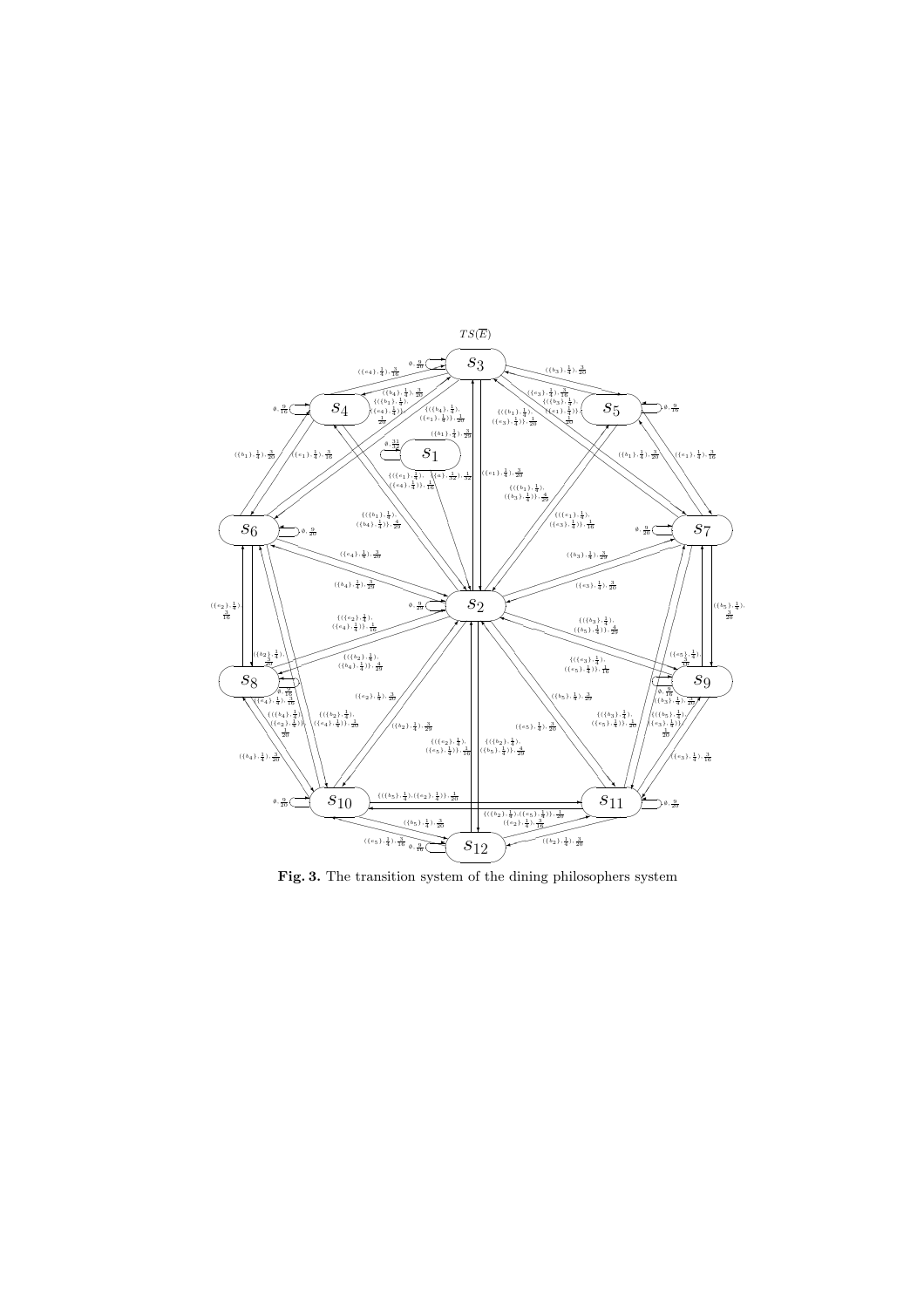**Fig. 3.** The transition system of the dining philosophers system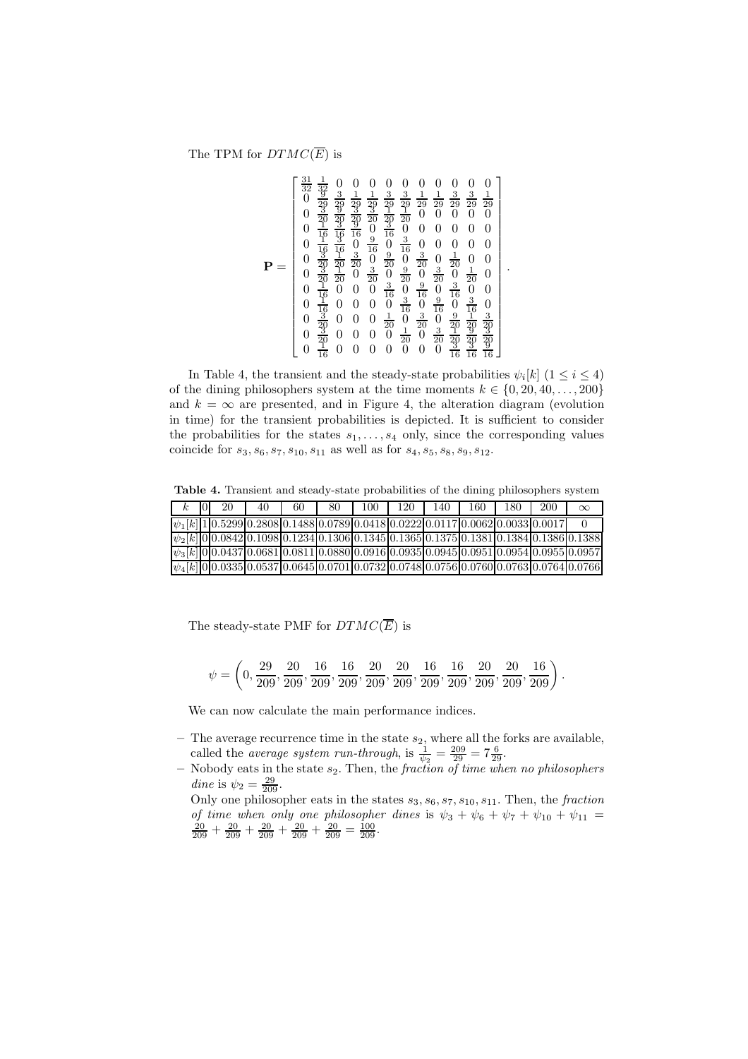The TPM for $DTMC(\overline{E})$ is

$$\mathbf{P} = \begin{bmatrix} \frac{31}{32} & \frac{1}{32} & 0 & 0 & 0 & 0 & 0 & 0 & 0 & 0 & 0 & 0 \\ 0 & \frac{9}{29} & \frac{3}{29} & \frac{1}{29} & \frac{1}{29} & \frac{3}{29} & \frac{3}{29} & \frac{1}{29} & \frac{1}{29} & \frac{3}{29} & \frac{3}{29} & \frac{1}{29} \\ 0 & \frac{3}{20} & \frac{9}{20} & \frac{3}{20} & \frac{3}{20} & \frac{1}{20} & \frac{1}{20} & 0 & 0 & 0 & 0 & 0 \\ 0 & \frac{1}{16} & \frac{3}{16} & \frac{9}{16} & 0 & \frac{3}{16} & 0 & 0 & 0 & 0 & 0 & 0 \\ 0 & \frac{1}{16} & \frac{3}{16} & 0 & \frac{9}{16} & 0 & \frac{3}{16} & 0 & 0 & 0 & 0 & 0 \\ 0 & \frac{3}{20} & \frac{1}{20} & \frac{3}{20} & 0 & \frac{9}{20} & 0 & \frac{3}{20} & 0 & \frac{1}{20} & 0 & 0 \\ 0 & \frac{3}{20} & \frac{1}{20} & 0 & \frac{3}{20} & 0 & \frac{9}{20} & 0 & \frac{3}{20} & 0 & \frac{1}{20} & 0 \\ 0 & \frac{1}{16} & 0 & 0 & 0 & \frac{3}{16} & 0 & \frac{9}{16} & 0 & \frac{3}{16} & 0 & 0 \\ 0 & \frac{1}{16} & 0 & 0 & 0 & 0 & \frac{3}{16} & 0 & \frac{9}{16} & 0 & \frac{3}{16} & 0 \\ 0 & \frac{3}{20} & 0 & 0 & 0 & \frac{1}{20} & 0 & \frac{3}{20} & 0 & \frac{9}{20} & \frac{1}{20} & \frac{3}{20} \\ 0 & \frac{3}{20} & 0 & 0 & 0 & 0 & \frac{1}{20} & 0 & \frac{3}{20} & \frac{1}{20} & \frac{9}{20} & \frac{3}{20} \\ 0 & \frac{1}{16} & 0 & 0 & 0 & 0 & 0 & 0 & 0 & \frac{3}{16} & \frac{3}{16} & \frac{9}{16} \end{bmatrix}.$$

In Table 4, the transient and the steady-state probabilities $\psi_i[k]$ $(1 \le i \le 4)$ of the dining philosophers system at the time moments $k \in \{0, 20, 40, \ldots, 200\}$ and $k = \infty$ are presented, and in Figure 4, the alteration diagram (evolution in time) for the transient probabilities is depicted. It is sufficient to consider the probabilities for the states $s_1, \ldots, s_4$ only, since the corresponding values coincide for $s_3, s_6, s_7, s_{10}, s_{11}$ as well as for $s_4, s_5, s_8, s_9, s_{12}$.

**Table 4.** Transient and steady-state probabilities of the dining philosophers system

| $k$ | 0 | 20 | 40 | 60 | 80 | 100 | 120 | 140 | 160 | 180 | 200 | $\infty$ |
|---|---|---|---|---|---|---|---|---|---|---|---|---|
| $\psi_1[k]$ | 1 | 0.5299 | 0.2808 | 0.1488 | 0.0789 | 0.0418 | 0.0222 | 0.0117 | 0.0062 | 0.0033 | 0.0017 | 0 |
| $\psi_2[k]$ | 0 | 0.0842 | 0.1098 | 0.1234 | 0.1306 | 0.1345 | 0.1365 | 0.1375 | 0.1381 | 0.1384 | 0.1386 | 0.1388 |
| $\psi_3[k]$ | 0 | 0.0437 | 0.0681 | 0.0811 | 0.0880 | 0.0916 | 0.0935 | 0.0945 | 0.0951 | 0.0954 | 0.0955 | 0.0957 |
| $\psi_4[k]$ | 0 | 0.0335 | 0.0537 | 0.0645 | 0.0701 | 0.0732 | 0.0748 | 0.0756 | 0.0760 | 0.0763 | 0.0764 | 0.0766 |

The steady-state PMF for $DTMC(\overline{E})$ is

$$\psi = \left(0, \frac{29}{209}, \frac{20}{209}, \frac{16}{209}, \frac{16}{209}, \frac{20}{209}, \frac{20}{209}, \frac{16}{209}, \frac{16}{209}, \frac{20}{209}, \frac{20}{209}, \frac{16}{209}\right).$$

We can now calculate the main performance indices.

- The average recurrence time in the state $s_2$, where all the forks are available, called the *average system run-through*, is $\frac{1}{\psi_2} = \frac{209}{29} = 7\frac{6}{29}$.
- Nobody eats in the state $s_2$. Then, the *fraction of time when no philosophers dine* is $\psi_2 = \frac{29}{209}$.
  Only one philosopher eats in the states $s_3, s_6, s_7, s_{10}, s_{11}$. Then, the *fraction of time when only one philosopher dines* is $\psi_3 + \psi_6 + \psi_7 + \psi_{10} + \psi_{11} = \frac{20}{209} + \frac{20}{209} + \frac{20}{209} + \frac{20}{209} + \frac{20}{209} = \frac{100}{209}$.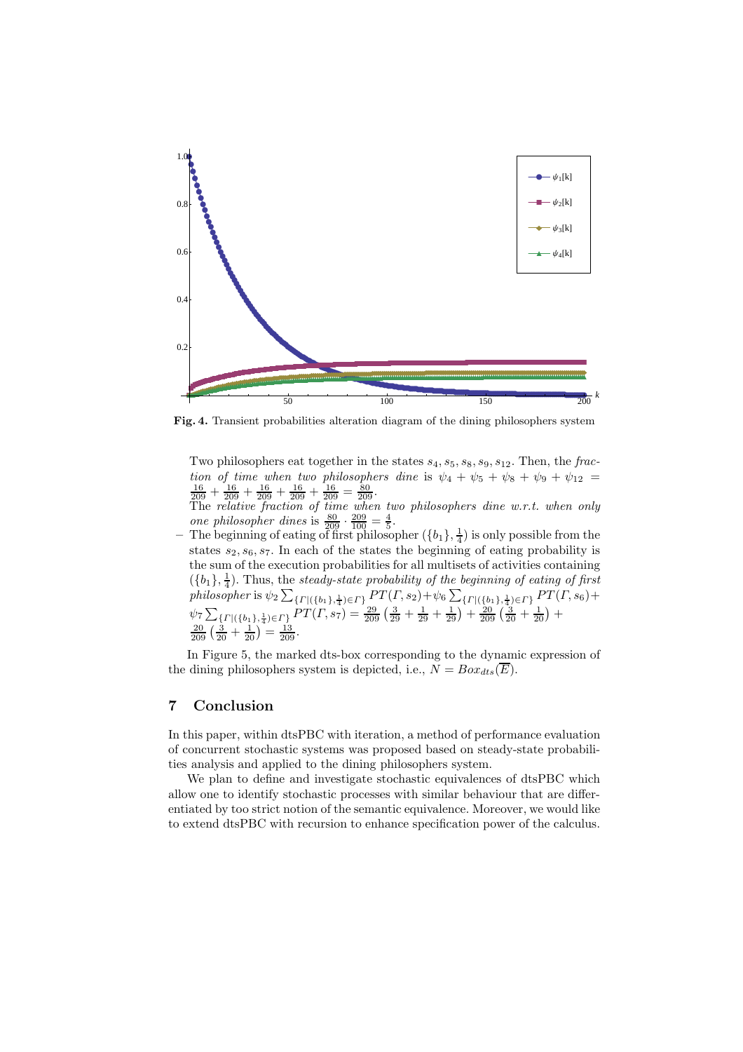**Fig. 4.** Transient probabilities alteration diagram of the dining philosophers system

Two philosophers eat together in the states $s_4, s_5, s_8, s_9, s_{12}$. Then, the *fraction of time when two philosophers dine* is $\psi_4 + \psi_5 + \psi_8 + \psi_9 + \psi_{12} = \frac{16}{209} + \frac{16}{209} + \frac{16}{209} + \frac{16}{209} + \frac{16}{209} = \frac{80}{209}$.
The *relative fraction of time when two philosophers dine w.r.t. when only one philosopher dines* is $\frac{80}{209} \cdot \frac{209}{100} = \frac{4}{5}$.

- The beginning of eating of first philosopher $(\{b_1\}, \frac{1}{4})$ is only possible from the states $s_2, s_6, s_7$. In each of the states the beginning of eating probability is the sum of the execution probabilities for all multisets of activities containing $(\{b_1\}, \frac{1}{4})$. Thus, the *steady-state probability of the beginning of eating of first philosopher* is $\psi_2 \sum_{\{\Gamma|(\{b_1\},\frac{1}{4})\in\Gamma\}} PT(\Gamma, s_2) + \psi_6 \sum_{\{\Gamma|(\{b_1\},\frac{1}{4})\in\Gamma\}} PT(\Gamma, s_6) + \psi_7 \sum_{\{\Gamma|(\{b_1\},\frac{1}{4})\in\Gamma\}} PT(\Gamma, s_7) = \frac{29}{209}\left(\frac{3}{29} + \frac{1}{29} + \frac{1}{29}\right) + \frac{20}{209}\left(\frac{3}{20} + \frac{1}{20}\right) + \frac{20}{209}\left(\frac{3}{20} + \frac{1}{20}\right) = \frac{13}{209}$.

In Figure 5, the marked dts-box corresponding to the dynamic expression of the dining philosophers system is depicted, i.e., $N = Box_{dts}(\overline{E})$.

## 7 Conclusion

In this paper, within dtsPBC with iteration, a method of performance evaluation of concurrent stochastic systems was proposed based on steady-state probabilities analysis and applied to the dining philosophers system.

We plan to define and investigate stochastic equivalences of dtsPBC which allow one to identify stochastic processes with similar behaviour that are differentiated by too strict notion of the semantic equivalence. Moreover, we would like to extend dtsPBC with recursion to enhance specification power of the calculus.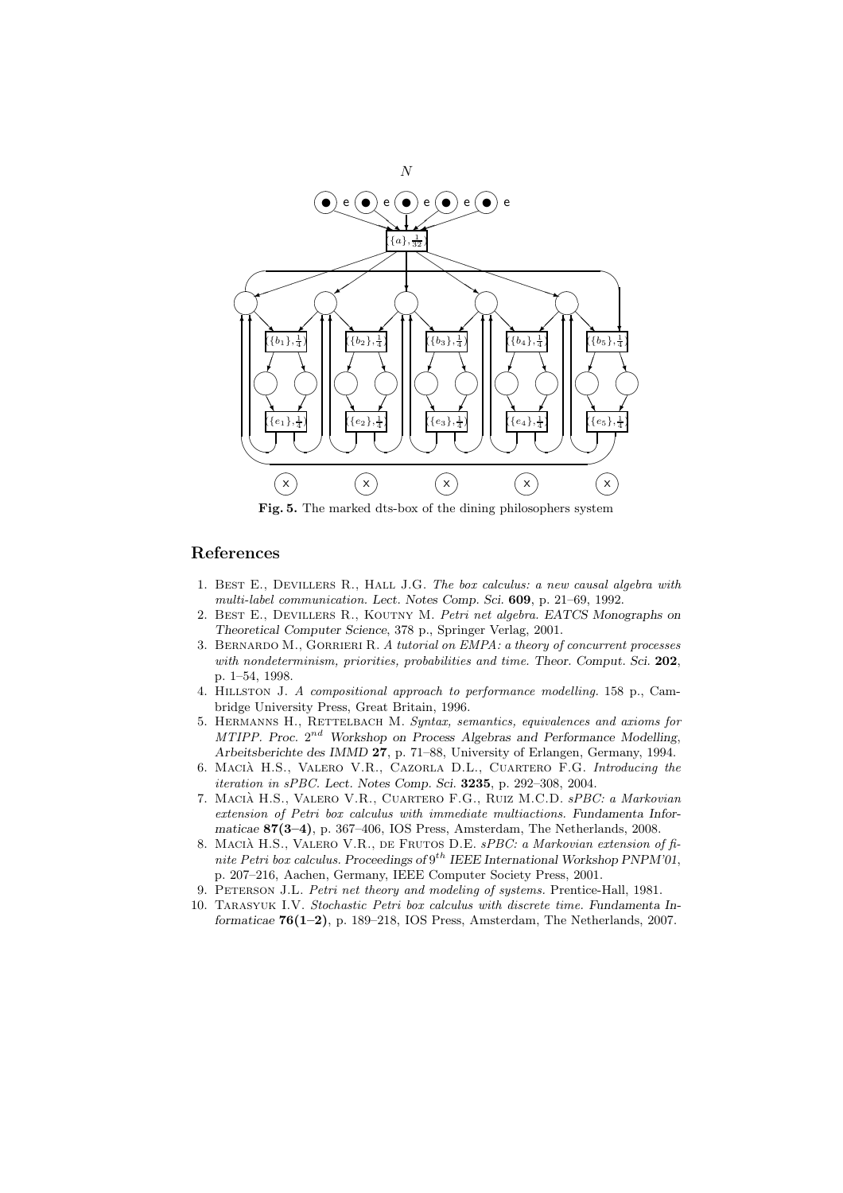N

e e e e e

$\{a\}, \frac{1}{32}$

$\{b_1\}, \frac{1}{4}$ $\{b_2\}, \frac{1}{4}$ $\{b_3\}, \frac{1}{4}$ $\{b_4\}, \frac{1}{4}$ $\{b_5\}, \frac{1}{4}$

$\{e_1\}, \frac{1}{4}$ $\{e_2\}, \frac{1}{4}$ $\{e_3\}, \frac{1}{4}$ $\{e_4\}, \frac{1}{4}$ $\{e_5\}, \frac{1}{4}$

x x x x x

**Fig. 5.** The marked dts-box of the dining philosophers system

## References

1. Best E., Devillers R., Hall J.G. *The box calculus: a new causal algebra with multi-label communication.* Lect. Notes Comp. Sci. **609**, p. 21–69, 1992.
2. Best E., Devillers R., Koutny M. *Petri net algebra.* EATCS Monographs on Theoretical Computer Science, 378 p., Springer Verlag, 2001.
3. Bernardo M., Gorrieri R. *A tutorial on EMPA: a theory of concurrent processes with nondeterminism, priorities, probabilities and time.* Theor. Comput. Sci. **202**, p. 1–54, 1998.
4. Hillston J. *A compositional approach to performance modelling.* 158 p., Cambridge University Press, Great Britain, 1996.
5. Hermanns H., Rettelbach M. *Syntax, semantics, equivalences and axioms for MTIPP.* Proc. $2^{nd}$ Workshop on Process Algebras and Performance Modelling, Arbeitsberichte des IMMD **27**, p. 71–88, University of Erlangen, Germany, 1994.
6. Macià H.S., Valero V.R., Cazorla D.L., Cuartero F.G. *Introducing the iteration in sPBC.* Lect. Notes Comp. Sci. **3235**, p. 292–308, 2004.
7. Macià H.S., Valero V.R., Cuartero F.G., Ruiz M.C.D. *sPBC: a Markovian extension of Petri box calculus with immediate multiactions.* Fundamenta Informaticae **87(3–4)**, p. 367–406, IOS Press, Amsterdam, The Netherlands, 2008.
8. Macià H.S., Valero V.R., de Frutos D.E. *sPBC: a Markovian extension of finite Petri box calculus.* Proceedings of $9^{th}$ IEEE International Workshop PNPM'01, p. 207–216, Aachen, Germany, IEEE Computer Society Press, 2001.
9. Peterson J.L. *Petri net theory and modeling of systems.* Prentice-Hall, 1981.
10. Tarasyuk I.V. *Stochastic Petri box calculus with discrete time.* Fundamenta Informaticae **76(1–2)**, p. 189–218, IOS Press, Amsterdam, The Netherlands, 2007.